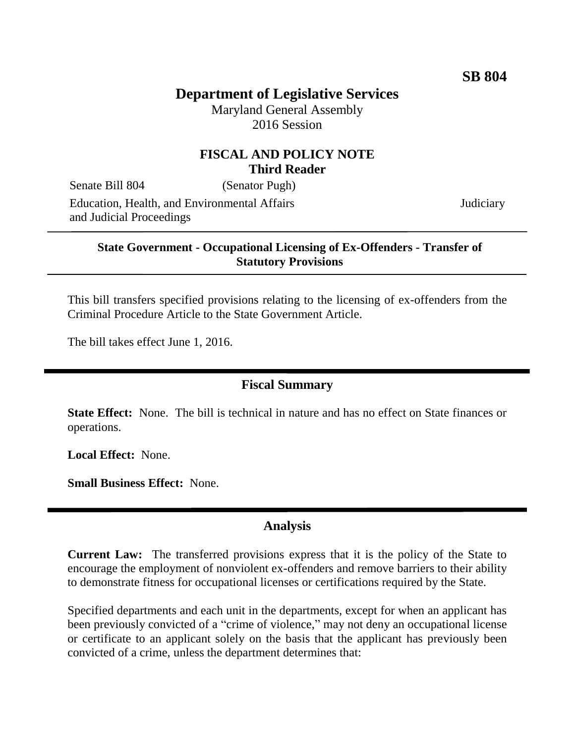**SB 804**

# Department of Legislative Services

Maryland General Assembly
2016 Session

## FISCAL AND POLICY NOTE
**Third Reader**

Senate Bill 804 (Senator Pugh)

Education, Health, and Environmental Affairs and Judicial Proceedings — Judiciary

---

**State Government - Occupational Licensing of Ex-Offenders - Transfer of Statutory Provisions**

---

This bill transfers specified provisions relating to the licensing of ex-offenders from the Criminal Procedure Article to the State Government Article.

The bill takes effect June 1, 2016.

## Fiscal Summary

**State Effect:** None. The bill is technical in nature and has no effect on State finances or operations.

**Local Effect:** None.

**Small Business Effect:** None.

## Analysis

**Current Law:** The transferred provisions express that it is the policy of the State to encourage the employment of nonviolent ex-offenders and remove barriers to their ability to demonstrate fitness for occupational licenses or certifications required by the State.

Specified departments and each unit in the departments, except for when an applicant has been previously convicted of a "crime of violence," may not deny an occupational license or certificate to an applicant solely on the basis that the applicant has previously been convicted of a crime, unless the department determines that: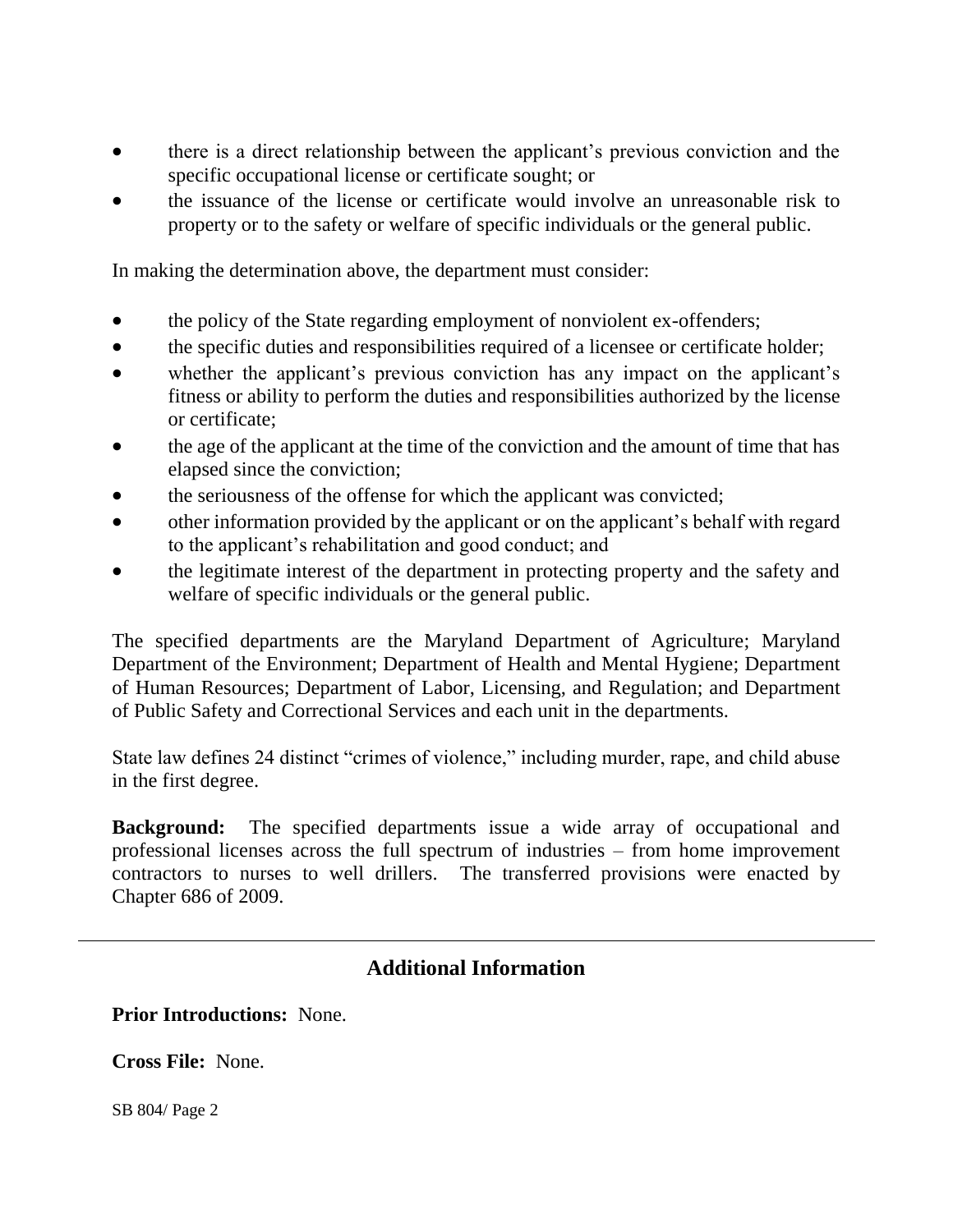- there is a direct relationship between the applicant's previous conviction and the specific occupational license or certificate sought; or
- the issuance of the license or certificate would involve an unreasonable risk to property or to the safety or welfare of specific individuals or the general public.

In making the determination above, the department must consider:

- the policy of the State regarding employment of nonviolent ex-offenders;
- the specific duties and responsibilities required of a licensee or certificate holder;
- whether the applicant's previous conviction has any impact on the applicant's fitness or ability to perform the duties and responsibilities authorized by the license or certificate;
- the age of the applicant at the time of the conviction and the amount of time that has elapsed since the conviction;
- the seriousness of the offense for which the applicant was convicted;
- other information provided by the applicant or on the applicant's behalf with regard to the applicant's rehabilitation and good conduct; and
- the legitimate interest of the department in protecting property and the safety and welfare of specific individuals or the general public.

The specified departments are the Maryland Department of Agriculture; Maryland Department of the Environment; Department of Health and Mental Hygiene; Department of Human Resources; Department of Labor, Licensing, and Regulation; and Department of Public Safety and Correctional Services and each unit in the departments.

State law defines 24 distinct "crimes of violence," including murder, rape, and child abuse in the first degree.

**Background:** The specified departments issue a wide array of occupational and professional licenses across the full spectrum of industries – from home improvement contractors to nurses to well drillers. The transferred provisions were enacted by Chapter 686 of 2009.

---

## Additional Information

**Prior Introductions:** None.

**Cross File:** None.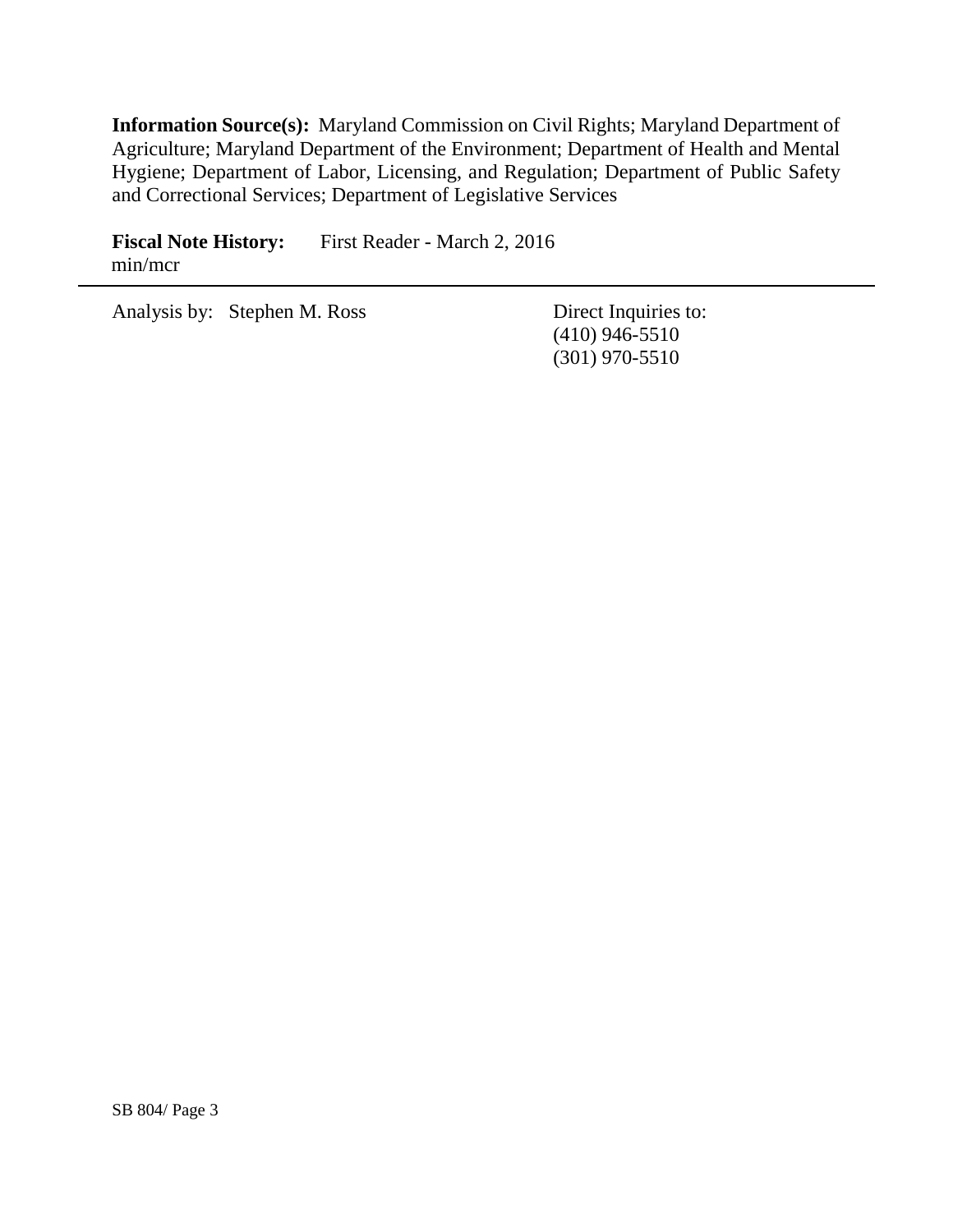**Information Source(s):** Maryland Commission on Civil Rights; Maryland Department of Agriculture; Maryland Department of the Environment; Department of Health and Mental Hygiene; Department of Labor, Licensing, and Regulation; Department of Public Safety and Correctional Services; Department of Legislative Services

**Fiscal Note History:** First Reader - March 2, 2016
min/mcr

---

Analysis by: Stephen M. Ross

Direct Inquiries to:
(410) 946-5510
(301) 970-5510